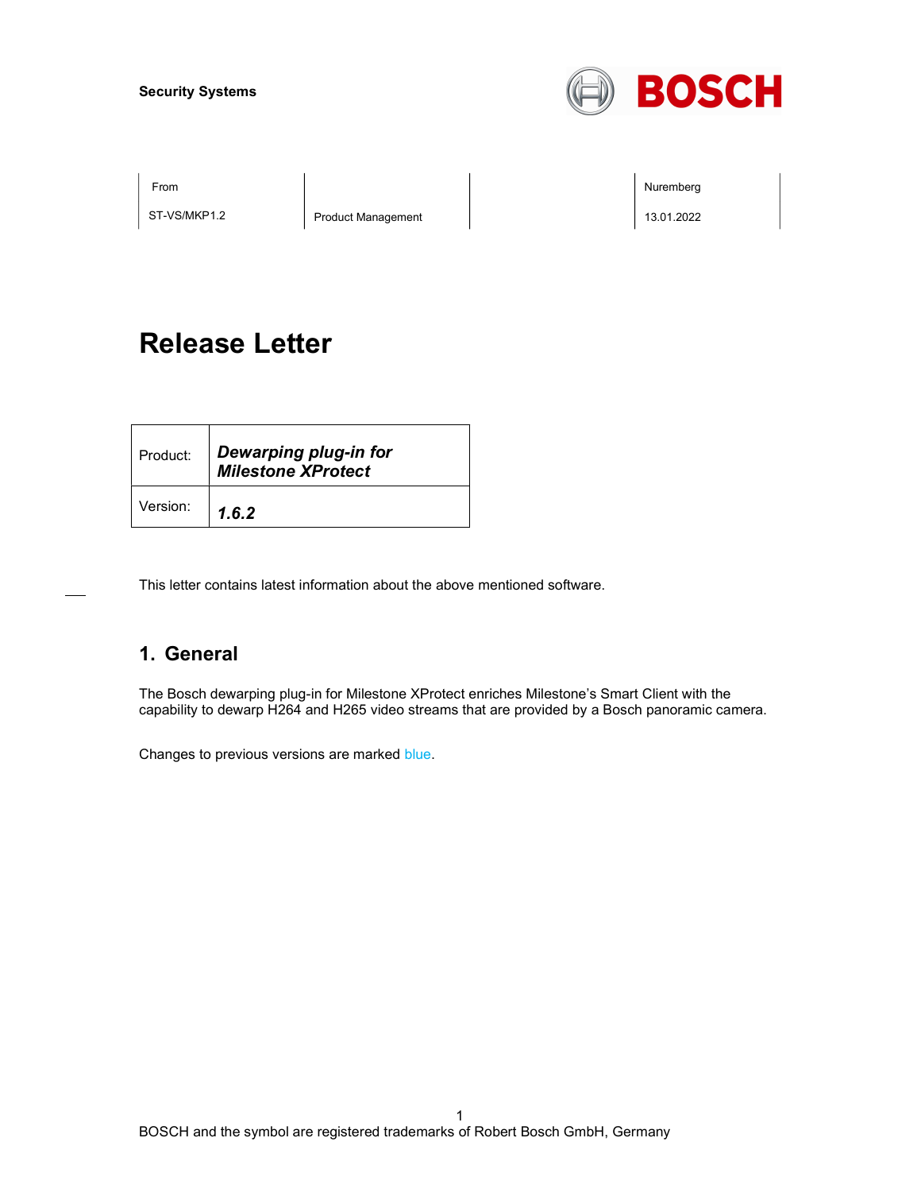Security Systems

| From | | | Nuremberg |
| --- | --- | --- | --- |
| ST-VS/MKP1.2 | Product Management | | 13.01.2022 |

# Release Letter

| Product: | ***Dewarping plug-in for Milestone XProtect*** |
| --- | --- |
| Version: | ***1.6.2*** |

This letter contains latest information about the above mentioned software.

## 1. General

The Bosch dewarping plug-in for Milestone XProtect enriches Milestone's Smart Client with the capability to dewarp H264 and H265 video streams that are provided by a Bosch panoramic camera.

Changes to previous versions are marked blue.

BOSCH and the symbol are registered trademarks of Robert Bosch GmbH, Germany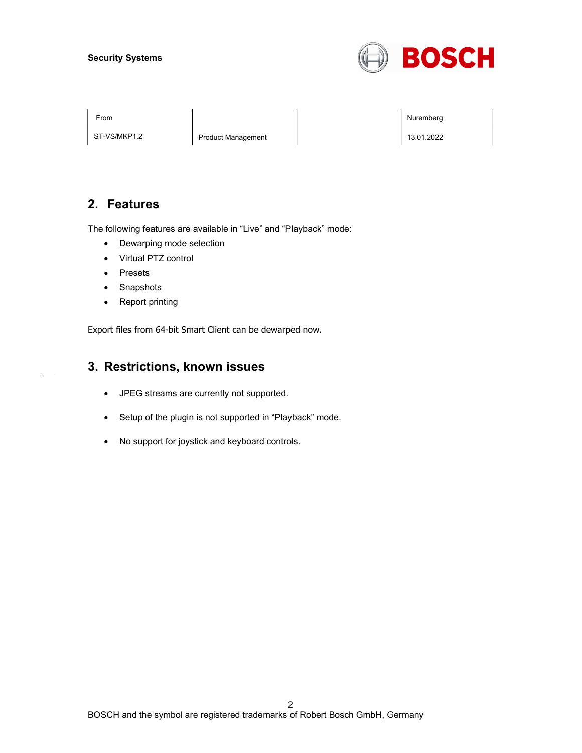## 2. Features

The following features are available in “Live” and “Playback” mode:

- Dewarping mode selection
- Virtual PTZ control
- Presets
- Snapshots
- Report printing

Export files from 64-bit Smart Client can be dewarped now.

## 3. Restrictions, known issues

- JPEG streams are currently not supported.
- Setup of the plugin is not supported in “Playback” mode.
- No support for joystick and keyboard controls.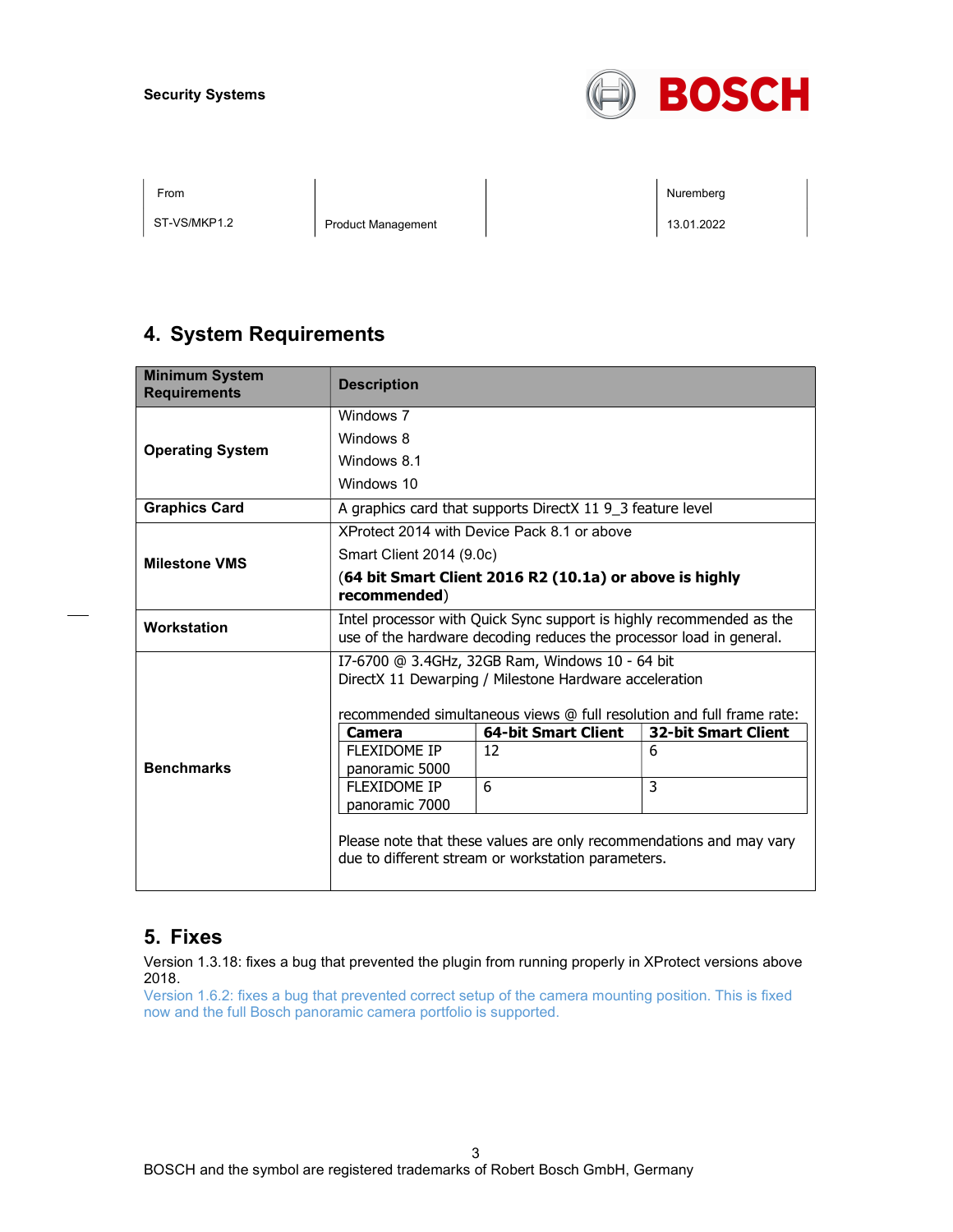Security Systems

| From | | | Nuremberg |
|---|---|---|---|
| ST-VS/MKP1.2 | Product Management | | 13.01.2022 |

## 4. System Requirements

| Minimum System Requirements | Description |
|---|---|
| **Operating System** | Windows 7<br>Windows 8<br>Windows 8.1<br>Windows 10 |
| **Graphics Card** | A graphics card that supports DirectX 11 9_3 feature level |
| **Milestone VMS** | XProtect 2014 with Device Pack 8.1 or above<br>Smart Client 2014 (9.0c)<br>(**64 bit Smart Client 2016 R2 (10.1a) or above is highly recommended**) |
| **Workstation** | Intel processor with Quick Sync support is highly recommended as the use of the hardware decoding reduces the processor load in general. |
| **Benchmarks** | I7-6700 @ 3.4GHz, 32GB Ram, Windows 10 - 64 bit<br>DirectX 11 Dewarping / Milestone Hardware acceleration<br><br>recommended simultaneous views @ full resolution and full frame rate:<br>**Camera** / **64-bit Smart Client** / **32-bit Smart Client**<br>FLEXIDOME IP panoramic 5000 / 12 / 6<br>FLEXIDOME IP panoramic 7000 / 6 / 3<br><br>Please note that these values are only recommendations and may vary due to different stream or workstation parameters. |

Benchmark values:

| Camera | 64-bit Smart Client | 32-bit Smart Client |
|---|---|---|
| FLEXIDOME IP panoramic 5000 | 12 | 6 |
| FLEXIDOME IP panoramic 7000 | 6 | 3 |

## 5. Fixes

Version 1.3.18: fixes a bug that prevented the plugin from running properly in XProtect versions above 2018.
Version 1.6.2: fixes a bug that prevented correct setup of the camera mounting position. This is fixed now and the full Bosch panoramic camera portfolio is supported.

BOSCH and the symbol are registered trademarks of Robert Bosch GmbH, Germany